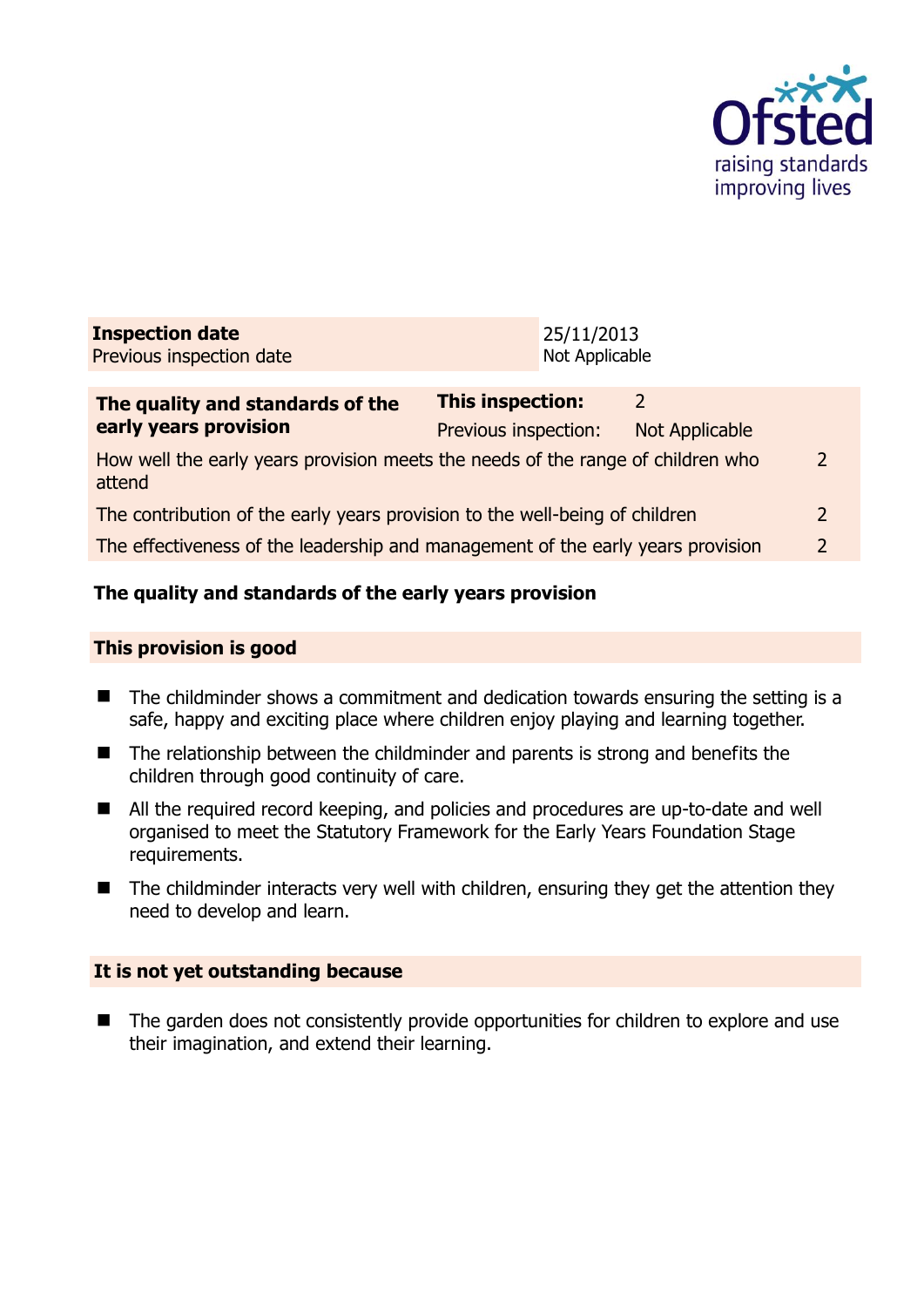| **Inspection date** | 25/11/2013 |
| --- | --- |
| Previous inspection date | Not Applicable |

| **The quality and standards of the early years provision** | **This inspection:** | 2 |
| --- | --- | --- |
| | Previous inspection: | Not Applicable |
| How well the early years provision meets the needs of the range of children who attend | | 2 |
| The contribution of the early years provision to the well-being of children | | 2 |
| The effectiveness of the leadership and management of the early years provision | | 2 |

## The quality and standards of the early years provision

### This provision is good

- The childminder shows a commitment and dedication towards ensuring the setting is a safe, happy and exciting place where children enjoy playing and learning together.
- The relationship between the childminder and parents is strong and benefits the children through good continuity of care.
- All the required record keeping, and policies and procedures are up-to-date and well organised to meet the Statutory Framework for the Early Years Foundation Stage requirements.
- The childminder interacts very well with children, ensuring they get the attention they need to develop and learn.

### It is not yet outstanding because

- The garden does not consistently provide opportunities for children to explore and use their imagination, and extend their learning.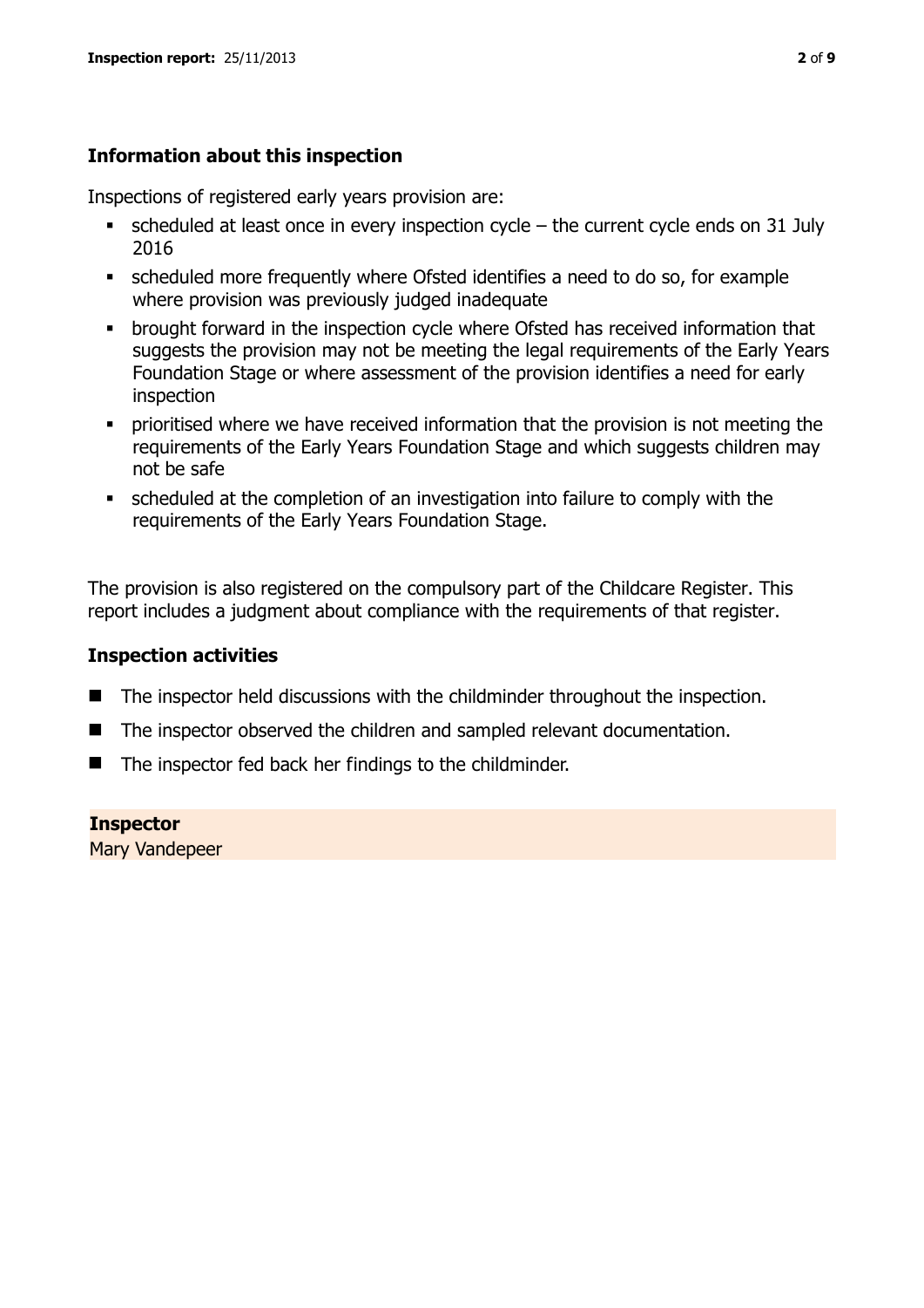## Information about this inspection

Inspections of registered early years provision are:

- scheduled at least once in every inspection cycle – the current cycle ends on 31 July 2016
- scheduled more frequently where Ofsted identifies a need to do so, for example where provision was previously judged inadequate
- brought forward in the inspection cycle where Ofsted has received information that suggests the provision may not be meeting the legal requirements of the Early Years Foundation Stage or where assessment of the provision identifies a need for early inspection
- prioritised where we have received information that the provision is not meeting the requirements of the Early Years Foundation Stage and which suggests children may not be safe
- scheduled at the completion of an investigation into failure to comply with the requirements of the Early Years Foundation Stage.

The provision is also registered on the compulsory part of the Childcare Register. This report includes a judgment about compliance with the requirements of that register.

## Inspection activities

- The inspector held discussions with the childminder throughout the inspection.
- The inspector observed the children and sampled relevant documentation.
- The inspector fed back her findings to the childminder.

**Inspector**

Mary Vandepeer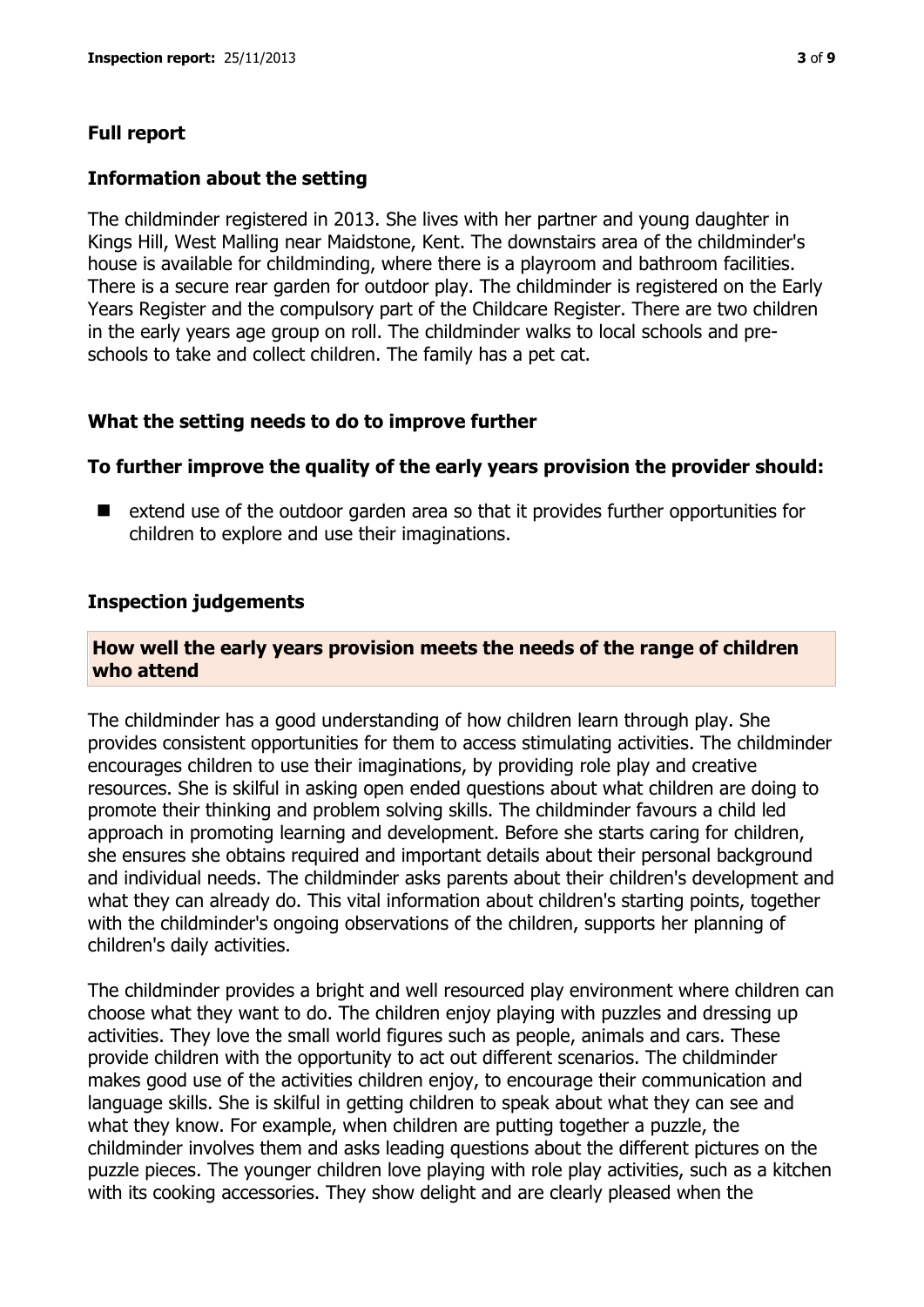## Full report

### Information about the setting

The childminder registered in 2013. She lives with her partner and young daughter in Kings Hill, West Malling near Maidstone, Kent. The downstairs area of the childminder's house is available for childminding, where there is a playroom and bathroom facilities. There is a secure rear garden for outdoor play. The childminder is registered on the Early Years Register and the compulsory part of the Childcare Register. There are two children in the early years age group on roll. The childminder walks to local schools and pre-schools to take and collect children. The family has a pet cat.

### What the setting needs to do to improve further

**To further improve the quality of the early years provision the provider should:**

- extend use of the outdoor garden area so that it provides further opportunities for children to explore and use their imaginations.

### Inspection judgements

**How well the early years provision meets the needs of the range of children who attend**

The childminder has a good understanding of how children learn through play. She provides consistent opportunities for them to access stimulating activities. The childminder encourages children to use their imaginations, by providing role play and creative resources. She is skilful in asking open ended questions about what children are doing to promote their thinking and problem solving skills. The childminder favours a child led approach in promoting learning and development. Before she starts caring for children, she ensures she obtains required and important details about their personal background and individual needs. The childminder asks parents about their children's development and what they can already do. This vital information about children's starting points, together with the childminder's ongoing observations of the children, supports her planning of children's daily activities.

The childminder provides a bright and well resourced play environment where children can choose what they want to do. The children enjoy playing with puzzles and dressing up activities. They love the small world figures such as people, animals and cars. These provide children with the opportunity to act out different scenarios. The childminder makes good use of the activities children enjoy, to encourage their communication and language skills. She is skilful in getting children to speak about what they can see and what they know. For example, when children are putting together a puzzle, the childminder involves them and asks leading questions about the different pictures on the puzzle pieces. The younger children love playing with role play activities, such as a kitchen with its cooking accessories. They show delight and are clearly pleased when the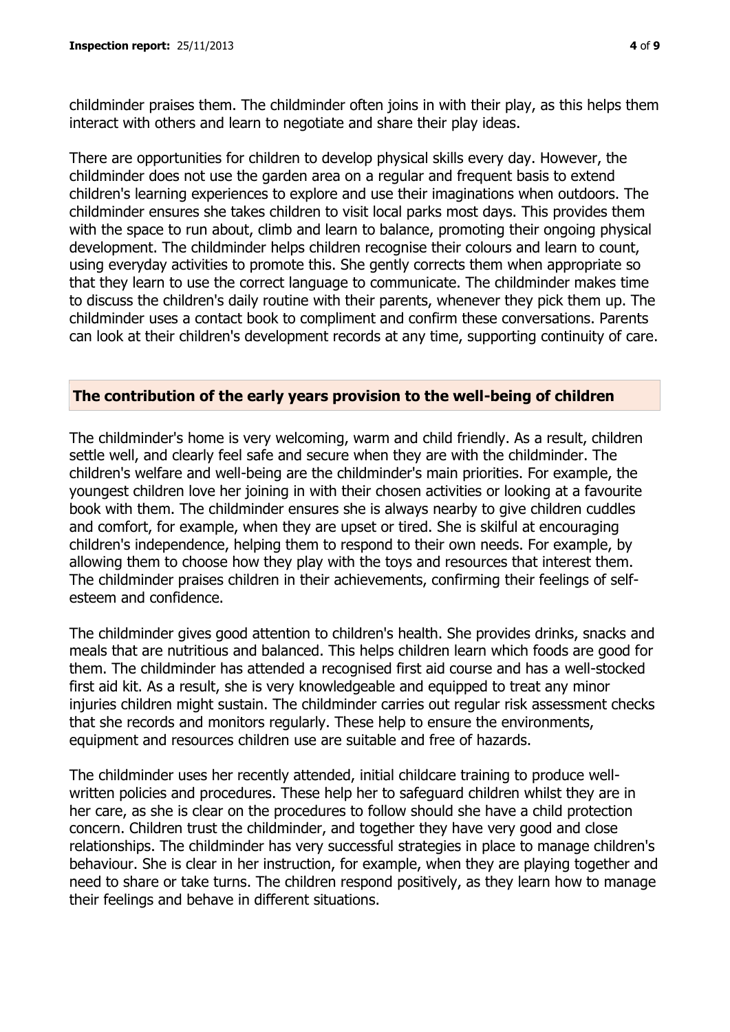childminder praises them. The childminder often joins in with their play, as this helps them interact with others and learn to negotiate and share their play ideas.

There are opportunities for children to develop physical skills every day. However, the childminder does not use the garden area on a regular and frequent basis to extend children's learning experiences to explore and use their imaginations when outdoors. The childminder ensures she takes children to visit local parks most days. This provides them with the space to run about, climb and learn to balance, promoting their ongoing physical development. The childminder helps children recognise their colours and learn to count, using everyday activities to promote this. She gently corrects them when appropriate so that they learn to use the correct language to communicate. The childminder makes time to discuss the children's daily routine with their parents, whenever they pick them up. The childminder uses a contact book to compliment and confirm these conversations. Parents can look at their children's development records at any time, supporting continuity of care.

## The contribution of the early years provision to the well-being of children

The childminder's home is very welcoming, warm and child friendly. As a result, children settle well, and clearly feel safe and secure when they are with the childminder. The children's welfare and well-being are the childminder's main priorities. For example, the youngest children love her joining in with their chosen activities or looking at a favourite book with them. The childminder ensures she is always nearby to give children cuddles and comfort, for example, when they are upset or tired. She is skilful at encouraging children's independence, helping them to respond to their own needs. For example, by allowing them to choose how they play with the toys and resources that interest them. The childminder praises children in their achievements, confirming their feelings of self-esteem and confidence.

The childminder gives good attention to children's health. She provides drinks, snacks and meals that are nutritious and balanced. This helps children learn which foods are good for them. The childminder has attended a recognised first aid course and has a well-stocked first aid kit. As a result, she is very knowledgeable and equipped to treat any minor injuries children might sustain. The childminder carries out regular risk assessment checks that she records and monitors regularly. These help to ensure the environments, equipment and resources children use are suitable and free of hazards.

The childminder uses her recently attended, initial childcare training to produce well-written policies and procedures. These help her to safeguard children whilst they are in her care, as she is clear on the procedures to follow should she have a child protection concern. Children trust the childminder, and together they have very good and close relationships. The childminder has very successful strategies in place to manage children's behaviour. She is clear in her instruction, for example, when they are playing together and need to share or take turns. The children respond positively, as they learn how to manage their feelings and behave in different situations.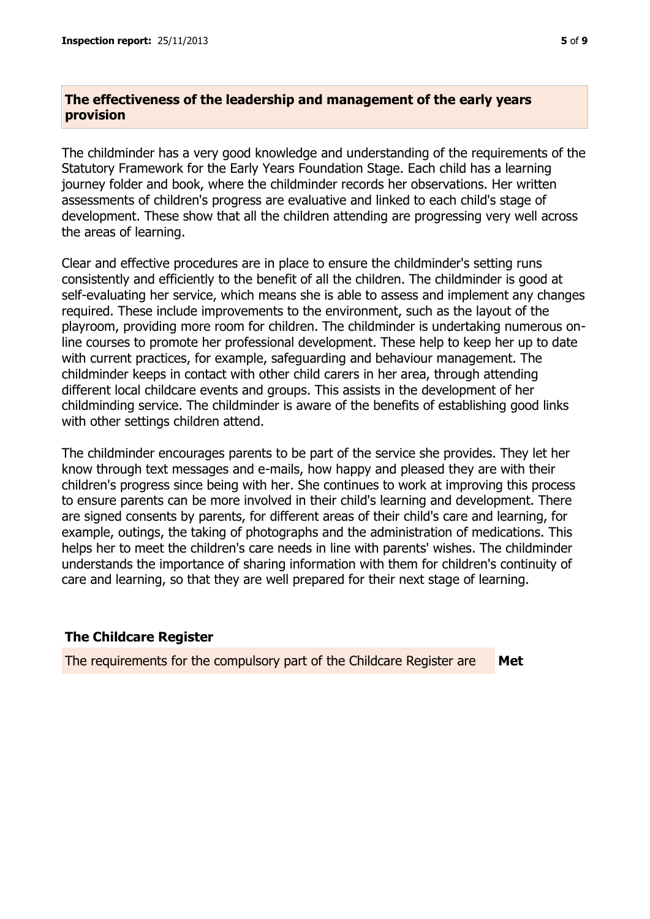## The effectiveness of the leadership and management of the early years provision

The childminder has a very good knowledge and understanding of the requirements of the Statutory Framework for the Early Years Foundation Stage. Each child has a learning journey folder and book, where the childminder records her observations. Her written assessments of children's progress are evaluative and linked to each child's stage of development. These show that all the children attending are progressing very well across the areas of learning.

Clear and effective procedures are in place to ensure the childminder's setting runs consistently and efficiently to the benefit of all the children. The childminder is good at self-evaluating her service, which means she is able to assess and implement any changes required. These include improvements to the environment, such as the layout of the playroom, providing more room for children. The childminder is undertaking numerous on-line courses to promote her professional development. These help to keep her up to date with current practices, for example, safeguarding and behaviour management. The childminder keeps in contact with other child carers in her area, through attending different local childcare events and groups. This assists in the development of her childminding service. The childminder is aware of the benefits of establishing good links with other settings children attend.

The childminder encourages parents to be part of the service she provides. They let her know through text messages and e-mails, how happy and pleased they are with their children's progress since being with her. She continues to work at improving this process to ensure parents can be more involved in their child's learning and development. There are signed consents by parents, for different areas of their child's care and learning, for example, outings, the taking of photographs and the administration of medications. This helps her to meet the children's care needs in line with parents' wishes. The childminder understands the importance of sharing information with them for children's continuity of care and learning, so that they are well prepared for their next stage of learning.

## The Childcare Register

| The requirements for the compulsory part of the Childcare Register are | **Met** |
|---|---|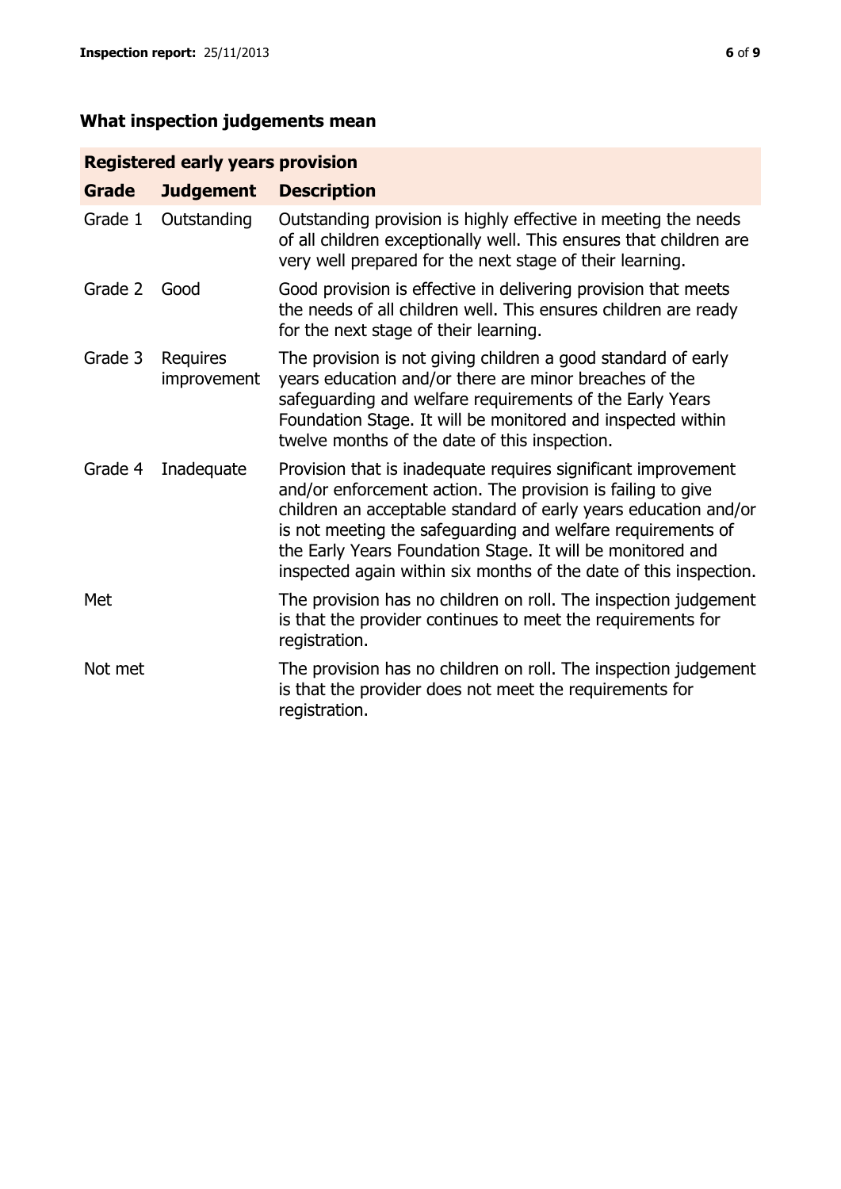## What inspection judgements mean

| Registered early years provision | | |
|---|---|---|
| **Grade** | **Judgement** | **Description** |
| Grade 1 | Outstanding | Outstanding provision is highly effective in meeting the needs of all children exceptionally well. This ensures that children are very well prepared for the next stage of their learning. |
| Grade 2 | Good | Good provision is effective in delivering provision that meets the needs of all children well. This ensures children are ready for the next stage of their learning. |
| Grade 3 | Requires improvement | The provision is not giving children a good standard of early years education and/or there are minor breaches of the safeguarding and welfare requirements of the Early Years Foundation Stage. It will be monitored and inspected within twelve months of the date of this inspection. |
| Grade 4 | Inadequate | Provision that is inadequate requires significant improvement and/or enforcement action. The provision is failing to give children an acceptable standard of early years education and/or is not meeting the safeguarding and welfare requirements of the Early Years Foundation Stage. It will be monitored and inspected again within six months of the date of this inspection. |
| Met | | The provision has no children on roll. The inspection judgement is that the provider continues to meet the requirements for registration. |
| Not met | | The provision has no children on roll. The inspection judgement is that the provider does not meet the requirements for registration. |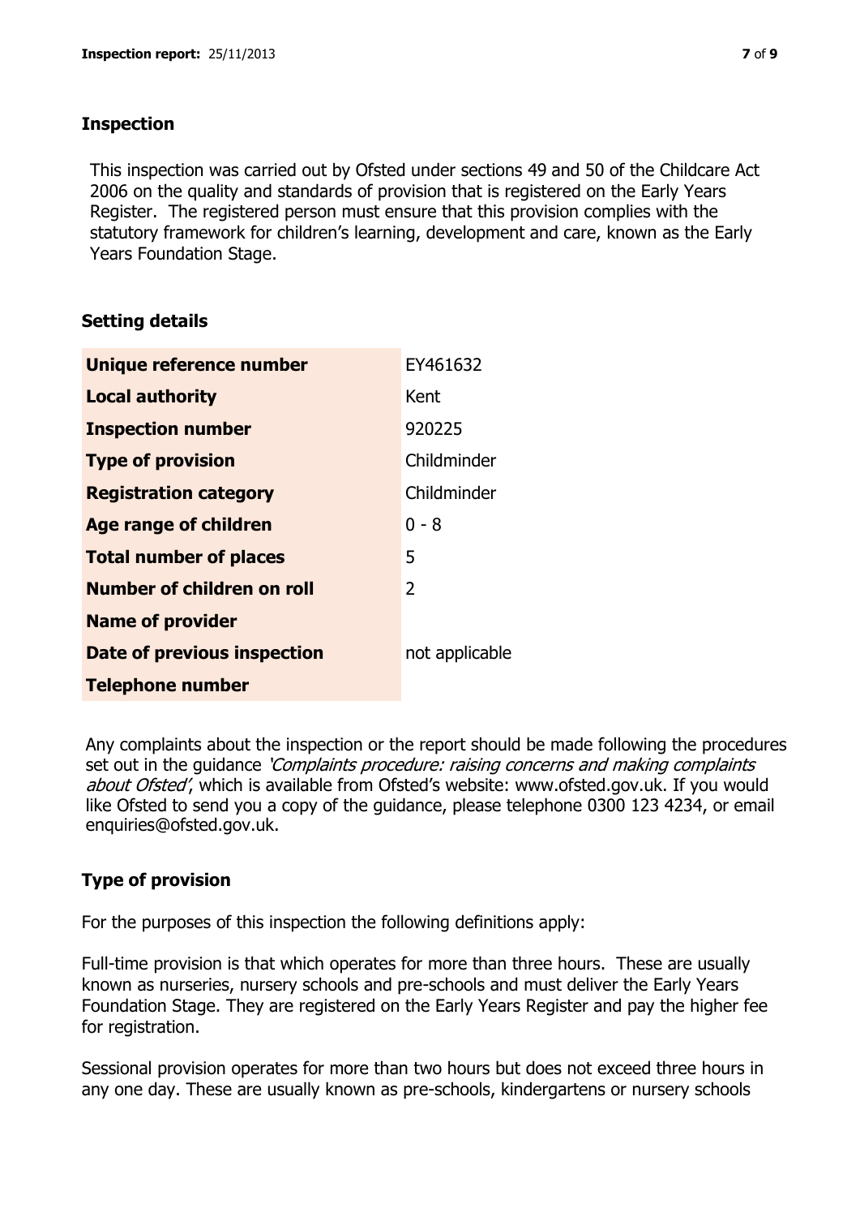## Inspection

This inspection was carried out by Ofsted under sections 49 and 50 of the Childcare Act 2006 on the quality and standards of provision that is registered on the Early Years Register. The registered person must ensure that this provision complies with the statutory framework for children's learning, development and care, known as the Early Years Foundation Stage.

## Setting details

| | |
|---|---|
| **Unique reference number** | EY461632 |
| **Local authority** | Kent |
| **Inspection number** | 920225 |
| **Type of provision** | Childminder |
| **Registration category** | Childminder |
| **Age range of children** | 0 - 8 |
| **Total number of places** | 5 |
| **Number of children on roll** | 2 |
| **Name of provider** | |
| **Date of previous inspection** | not applicable |
| **Telephone number** | |

Any complaints about the inspection or the report should be made following the procedures set out in the guidance *'Complaints procedure: raising concerns and making complaints about Ofsted'*, which is available from Ofsted's website: www.ofsted.gov.uk. If you would like Ofsted to send you a copy of the guidance, please telephone 0300 123 4234, or email enquiries@ofsted.gov.uk.

## Type of provision

For the purposes of this inspection the following definitions apply:

Full-time provision is that which operates for more than three hours. These are usually known as nurseries, nursery schools and pre-schools and must deliver the Early Years Foundation Stage. They are registered on the Early Years Register and pay the higher fee for registration.

Sessional provision operates for more than two hours but does not exceed three hours in any one day. These are usually known as pre-schools, kindergartens or nursery schools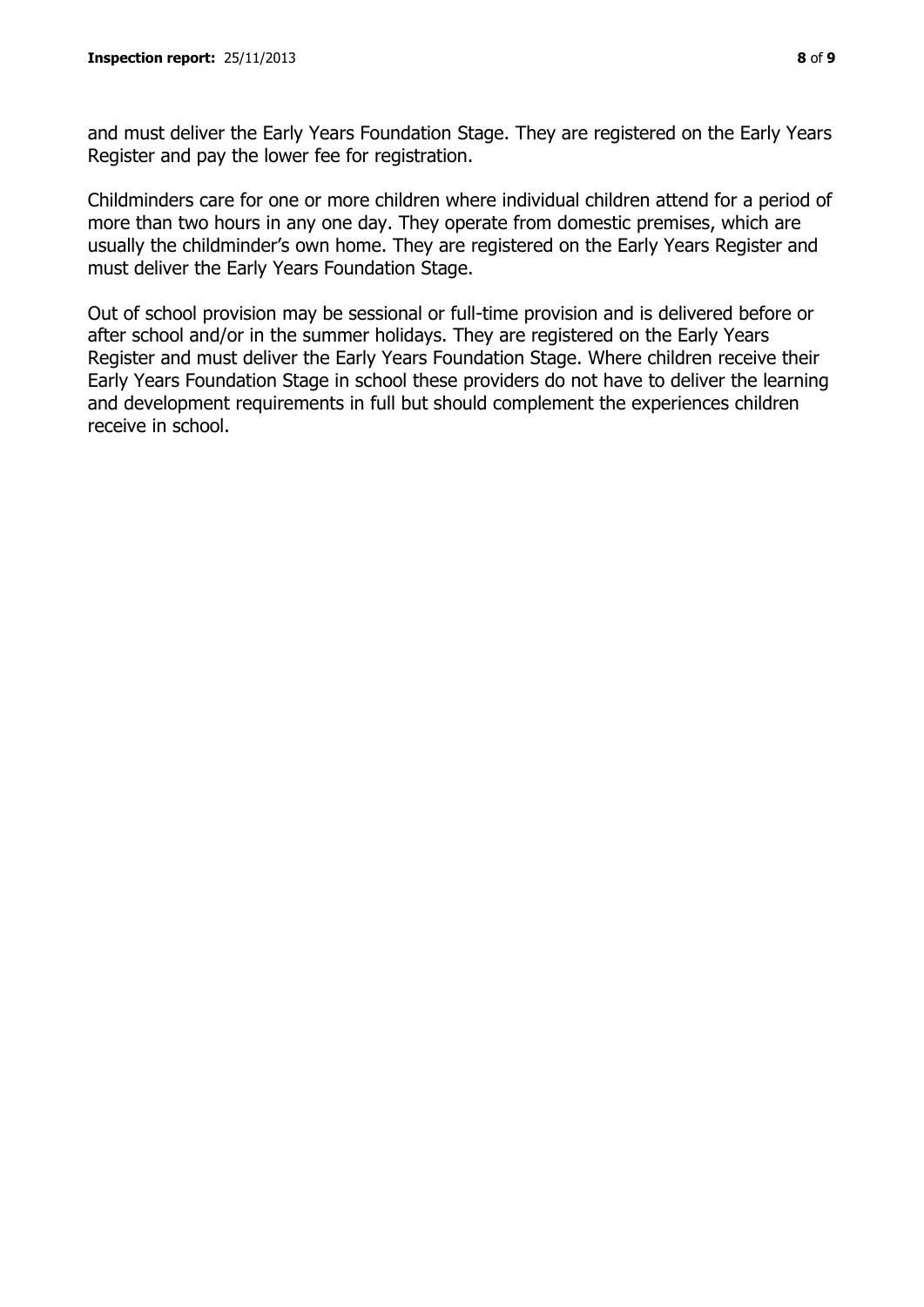and must deliver the Early Years Foundation Stage. They are registered on the Early Years Register and pay the lower fee for registration.

Childminders care for one or more children where individual children attend for a period of more than two hours in any one day. They operate from domestic premises, which are usually the childminder's own home. They are registered on the Early Years Register and must deliver the Early Years Foundation Stage.

Out of school provision may be sessional or full-time provision and is delivered before or after school and/or in the summer holidays. They are registered on the Early Years Register and must deliver the Early Years Foundation Stage. Where children receive their Early Years Foundation Stage in school these providers do not have to deliver the learning and development requirements in full but should complement the experiences children receive in school.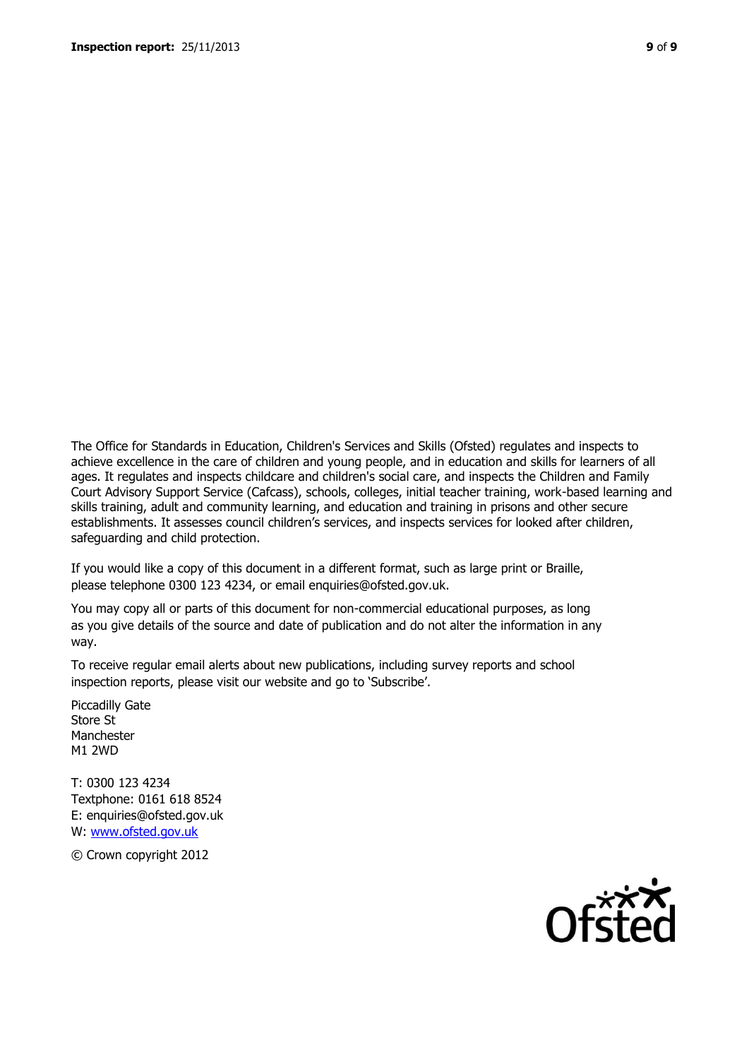The Office for Standards in Education, Children's Services and Skills (Ofsted) regulates and inspects to achieve excellence in the care of children and young people, and in education and skills for learners of all ages. It regulates and inspects childcare and children's social care, and inspects the Children and Family Court Advisory Support Service (Cafcass), schools, colleges, initial teacher training, work-based learning and skills training, adult and community learning, and education and training in prisons and other secure establishments. It assesses council children's services, and inspects services for looked after children, safeguarding and child protection.

If you would like a copy of this document in a different format, such as large print or Braille, please telephone 0300 123 4234, or email enquiries@ofsted.gov.uk.

You may copy all or parts of this document for non-commercial educational purposes, as long as you give details of the source and date of publication and do not alter the information in any way.

To receive regular email alerts about new publications, including survey reports and school inspection reports, please visit our website and go to 'Subscribe'.

Piccadilly Gate
Store St
Manchester
M1 2WD

T: 0300 123 4234
Textphone: 0161 618 8524
E: enquiries@ofsted.gov.uk
W: [www.ofsted.gov.uk](http://www.ofsted.gov.uk)

© Crown copyright 2012